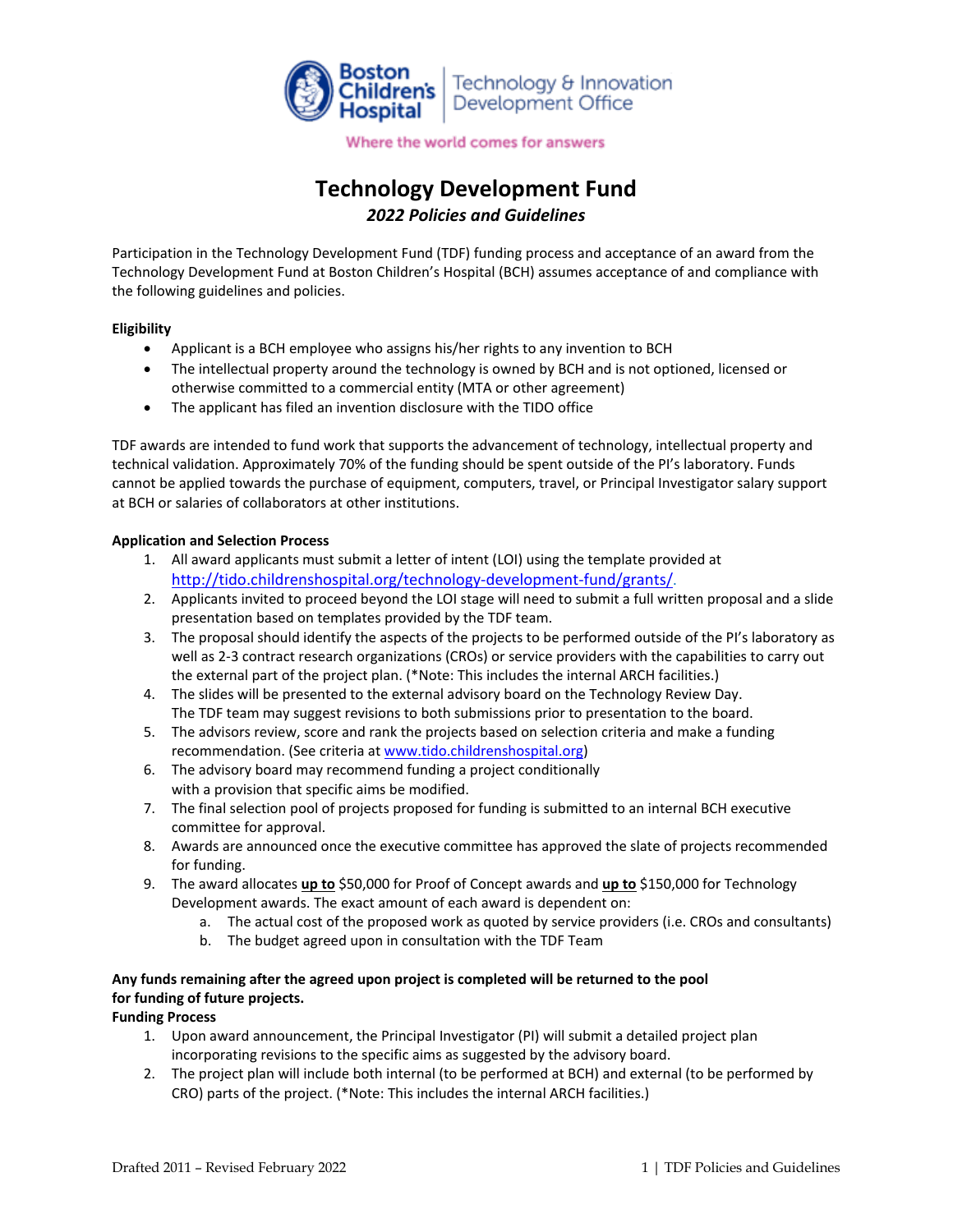Boston Children's Hospital | Technology & Innovation Development Office

Where the world comes for answers

# Technology Development Fund

### *2022 Policies and Guidelines*

Participation in the Technology Development Fund (TDF) funding process and acceptance of an award from the Technology Development Fund at Boston Children's Hospital (BCH) assumes acceptance of and compliance with the following guidelines and policies.

**Eligibility**

- Applicant is a BCH employee who assigns his/her rights to any invention to BCH
- The intellectual property around the technology is owned by BCH and is not optioned, licensed or otherwise committed to a commercial entity (MTA or other agreement)
- The applicant has filed an invention disclosure with the TIDO office

TDF awards are intended to fund work that supports the advancement of technology, intellectual property and technical validation. Approximately 70% of the funding should be spent outside of the PI's laboratory. Funds cannot be applied towards the purchase of equipment, computers, travel, or Principal Investigator salary support at BCH or salaries of collaborators at other institutions.

**Application and Selection Process**

1. All award applicants must submit a letter of intent (LOI) using the template provided at http://tido.childrenshospital.org/technology-development-fund/grants/.
2. Applicants invited to proceed beyond the LOI stage will need to submit a full written proposal and a slide presentation based on templates provided by the TDF team.
3. The proposal should identify the aspects of the projects to be performed outside of the PI's laboratory as well as 2-3 contract research organizations (CROs) or service providers with the capabilities to carry out the external part of the project plan. (*Note: This includes the internal ARCH facilities.)
4. The slides will be presented to the external advisory board on the Technology Review Day. The TDF team may suggest revisions to both submissions prior to presentation to the board.
5. The advisors review, score and rank the projects based on selection criteria and make a funding recommendation. (See criteria at www.tido.childrenshospital.org)
6. The advisory board may recommend funding a project conditionally with a provision that specific aims be modified.
7. The final selection pool of projects proposed for funding is submitted to an internal BCH executive committee for approval.
8. Awards are announced once the executive committee has approved the slate of projects recommended for funding.
9. The award allocates **up to** $50,000 for Proof of Concept awards and **up to** $150,000 for Technology Development awards. The exact amount of each award is dependent on:
    a. The actual cost of the proposed work as quoted by service providers (i.e. CROs and consultants)
    b. The budget agreed upon in consultation with the TDF Team

**Any funds remaining after the agreed upon project is completed will be returned to the pool for funding of future projects.**

**Funding Process**

1. Upon award announcement, the Principal Investigator (PI) will submit a detailed project plan incorporating revisions to the specific aims as suggested by the advisory board.
2. The project plan will include both internal (to be performed at BCH) and external (to be performed by CRO) parts of the project. (*Note: This includes the internal ARCH facilities.)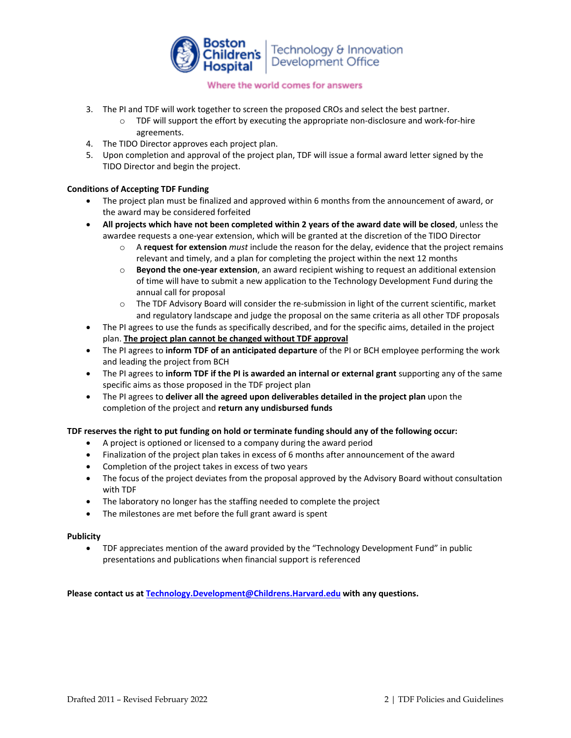3. The PI and TDF will work together to screen the proposed CROs and select the best partner.
    - TDF will support the effort by executing the appropriate non-disclosure and work-for-hire agreements.
4. The TIDO Director approves each project plan.
5. Upon completion and approval of the project plan, TDF will issue a formal award letter signed by the TIDO Director and begin the project.

**Conditions of Accepting TDF Funding**

- The project plan must be finalized and approved within 6 months from the announcement of award, or the award may be considered forfeited
- **All projects which have not been completed within 2 years of the award date will be closed**, unless the awardee requests a one-year extension, which will be granted at the discretion of the TIDO Director
    - A **request for extension** *must* include the reason for the delay, evidence that the project remains relevant and timely, and a plan for completing the project within the next 12 months
    - **Beyond the one-year extension**, an award recipient wishing to request an additional extension of time will have to submit a new application to the Technology Development Fund during the annual call for proposal
    - The TDF Advisory Board will consider the re-submission in light of the current scientific, market and regulatory landscape and judge the proposal on the same criteria as all other TDF proposals
- The PI agrees to use the funds as specifically described, and for the specific aims, detailed in the project plan. **<u>The project plan cannot be changed without TDF approval</u>**
- The PI agrees to **inform TDF of an anticipated departure** of the PI or BCH employee performing the work and leading the project from BCH
- The PI agrees to **inform TDF if the PI is awarded an internal or external grant** supporting any of the same specific aims as those proposed in the TDF project plan
- The PI agrees to **deliver all the agreed upon deliverables detailed in the project plan** upon the completion of the project and **return any undisbursed funds**

**TDF reserves the right to put funding on hold or terminate funding should any of the following occur:**

- A project is optioned or licensed to a company during the award period
- Finalization of the project plan takes in excess of 6 months after announcement of the award
- Completion of the project takes in excess of two years
- The focus of the project deviates from the proposal approved by the Advisory Board without consultation with TDF
- The laboratory no longer has the staffing needed to complete the project
- The milestones are met before the full grant award is spent

**Publicity**

- TDF appreciates mention of the award provided by the "Technology Development Fund" in public presentations and publications when financial support is referenced

**Please contact us at [Technology.Development@Childrens.Harvard.edu](mailto:Technology.Development@Childrens.Harvard.edu) with any questions.**